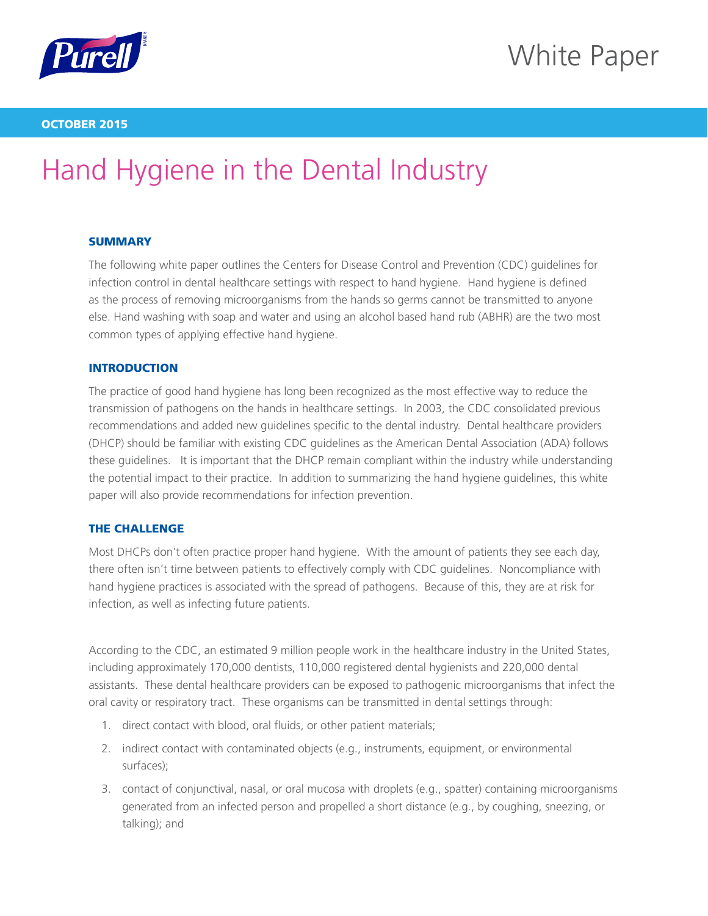White Paper

**OCTOBER 2015**

# Hand Hygiene in the Dental Industry

## SUMMARY

The following white paper outlines the Centers for Disease Control and Prevention (CDC) guidelines for infection control in dental healthcare settings with respect to hand hygiene. Hand hygiene is defined as the process of removing microorganisms from the hands so germs cannot be transmitted to anyone else. Hand washing with soap and water and using an alcohol based hand rub (ABHR) are the two most common types of applying effective hand hygiene.

## INTRODUCTION

The practice of good hand hygiene has long been recognized as the most effective way to reduce the transmission of pathogens on the hands in healthcare settings. In 2003, the CDC consolidated previous recommendations and added new guidelines specific to the dental industry. Dental healthcare providers (DHCP) should be familiar with existing CDC guidelines as the American Dental Association (ADA) follows these guidelines. It is important that the DHCP remain compliant within the industry while understanding the potential impact to their practice. In addition to summarizing the hand hygiene guidelines, this white paper will also provide recommendations for infection prevention.

## THE CHALLENGE

Most DHCPs don't often practice proper hand hygiene. With the amount of patients they see each day, there often isn't time between patients to effectively comply with CDC guidelines. Noncompliance with hand hygiene practices is associated with the spread of pathogens. Because of this, they are at risk for infection, as well as infecting future patients.

According to the CDC, an estimated 9 million people work in the healthcare industry in the United States, including approximately 170,000 dentists, 110,000 registered dental hygienists and 220,000 dental assistants. These dental healthcare providers can be exposed to pathogenic microorganisms that infect the oral cavity or respiratory tract. These organisms can be transmitted in dental settings through:

1. direct contact with blood, oral fluids, or other patient materials;
2. indirect contact with contaminated objects (e.g., instruments, equipment, or environmental surfaces);
3. contact of conjunctival, nasal, or oral mucosa with droplets (e.g., spatter) containing microorganisms generated from an infected person and propelled a short distance (e.g., by coughing, sneezing, or talking); and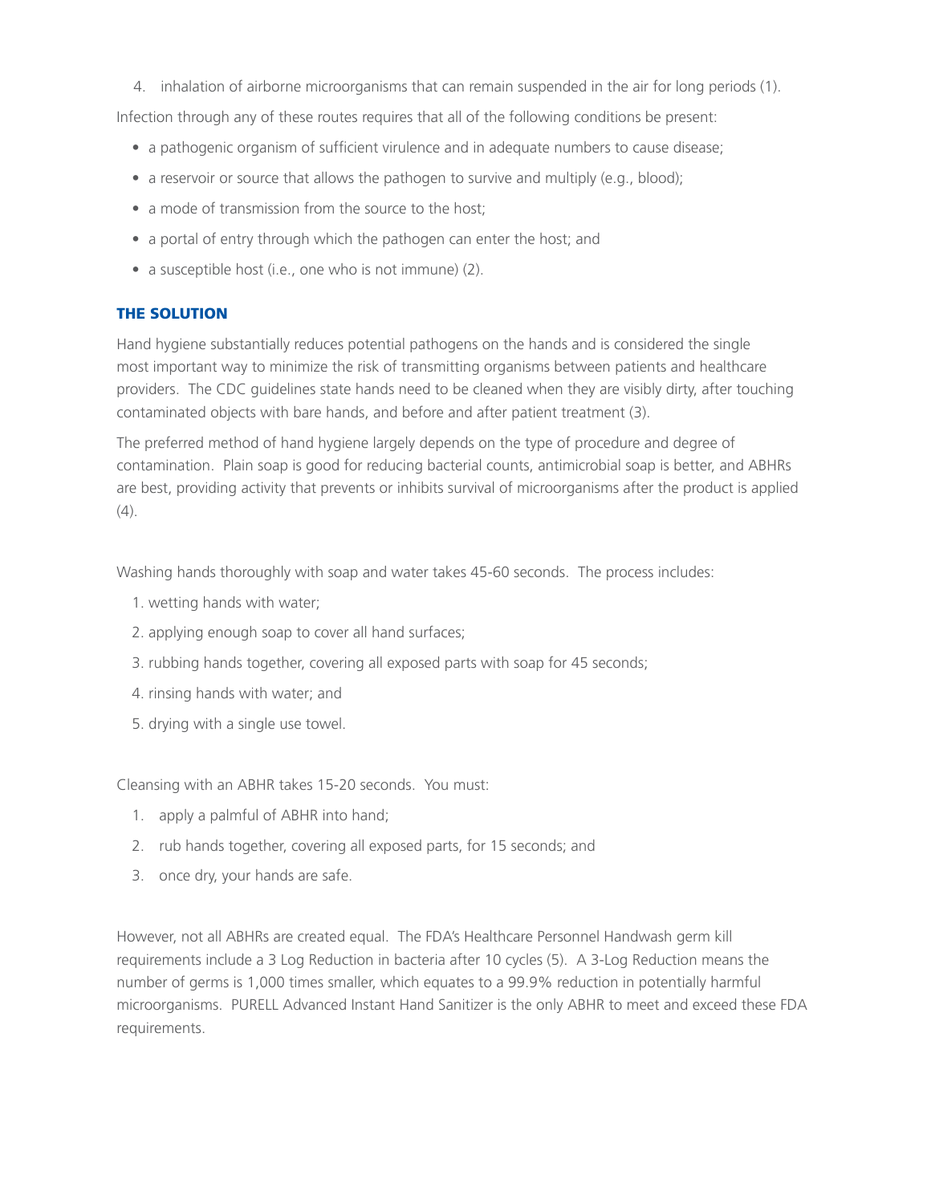4. inhalation of airborne microorganisms that can remain suspended in the air for long periods (1).

Infection through any of these routes requires that all of the following conditions be present:

- a pathogenic organism of sufficient virulence and in adequate numbers to cause disease;
- a reservoir or source that allows the pathogen to survive and multiply (e.g., blood);
- a mode of transmission from the source to the host;
- a portal of entry through which the pathogen can enter the host; and
- a susceptible host (i.e., one who is not immune) (2).

## THE SOLUTION

Hand hygiene substantially reduces potential pathogens on the hands and is considered the single most important way to minimize the risk of transmitting organisms between patients and healthcare providers. The CDC guidelines state hands need to be cleaned when they are visibly dirty, after touching contaminated objects with bare hands, and before and after patient treatment (3).

The preferred method of hand hygiene largely depends on the type of procedure and degree of contamination. Plain soap is good for reducing bacterial counts, antimicrobial soap is better, and ABHRs are best, providing activity that prevents or inhibits survival of microorganisms after the product is applied (4).

Washing hands thoroughly with soap and water takes 45-60 seconds. The process includes:

1. wetting hands with water;
2. applying enough soap to cover all hand surfaces;
3. rubbing hands together, covering all exposed parts with soap for 45 seconds;
4. rinsing hands with water; and
5. drying with a single use towel.

Cleansing with an ABHR takes 15-20 seconds. You must:

1. apply a palmful of ABHR into hand;
2. rub hands together, covering all exposed parts, for 15 seconds; and
3. once dry, your hands are safe.

However, not all ABHRs are created equal. The FDA's Healthcare Personnel Handwash germ kill requirements include a 3 Log Reduction in bacteria after 10 cycles (5). A 3-Log Reduction means the number of germs is 1,000 times smaller, which equates to a 99.9% reduction in potentially harmful microorganisms. PURELL Advanced Instant Hand Sanitizer is the only ABHR to meet and exceed these FDA requirements.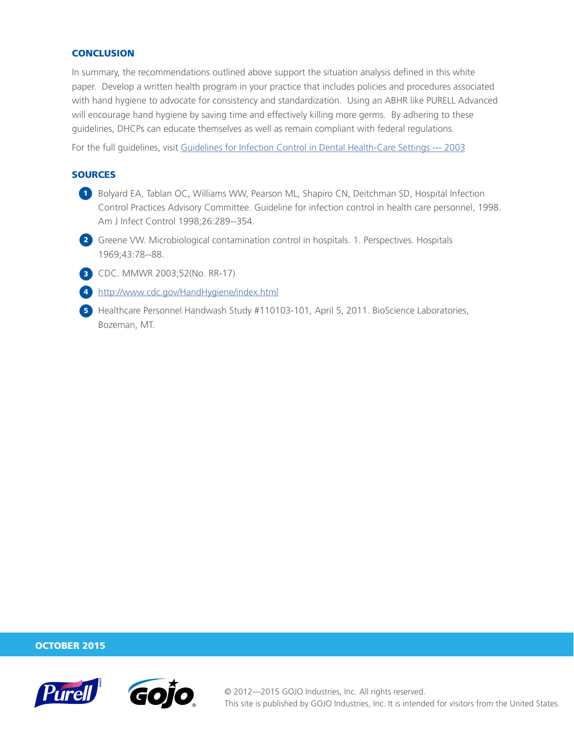## CONCLUSION

In summary, the recommendations outlined above support the situation analysis defined in this white paper. Develop a written health program in your practice that includes policies and procedures associated with hand hygiene to advocate for consistency and standardization. Using an ABHR like PURELL Advanced will encourage hand hygiene by saving time and effectively killing more germs. By adhering to these guidelines, DHCPs can educate themselves as well as remain compliant with federal regulations.

For the full guidelines, visit [Guidelines for Infection Control in Dental Health-Care Settings --- 2003]

## SOURCES

1. Bolyard EA, Tablan OC, Williams WW, Pearson ML, Shapiro CN, Deitchman SD, Hospital Infection Control Practices Advisory Committee. Guideline for infection control in health care personnel, 1998. Am J Infect Control 1998;26:289--354.
2. Greene VW. Microbiological contamination control in hospitals. 1. Perspectives. Hospitals 1969;43:78--88.
3. CDC. MMWR 2003;52(No. RR-17)
4. http://www.cdc.gov/HandHygiene/index.html
5. Healthcare Personnel Handwash Study #110103-101, April 5, 2011. BioScience Laboratories, Bozeman, MT.

**OCTOBER 2015**

© 2012—2015 GOJO Industries, Inc. All rights reserved.
This site is published by GOJO Industries, Inc. It is intended for visitors from the United States.